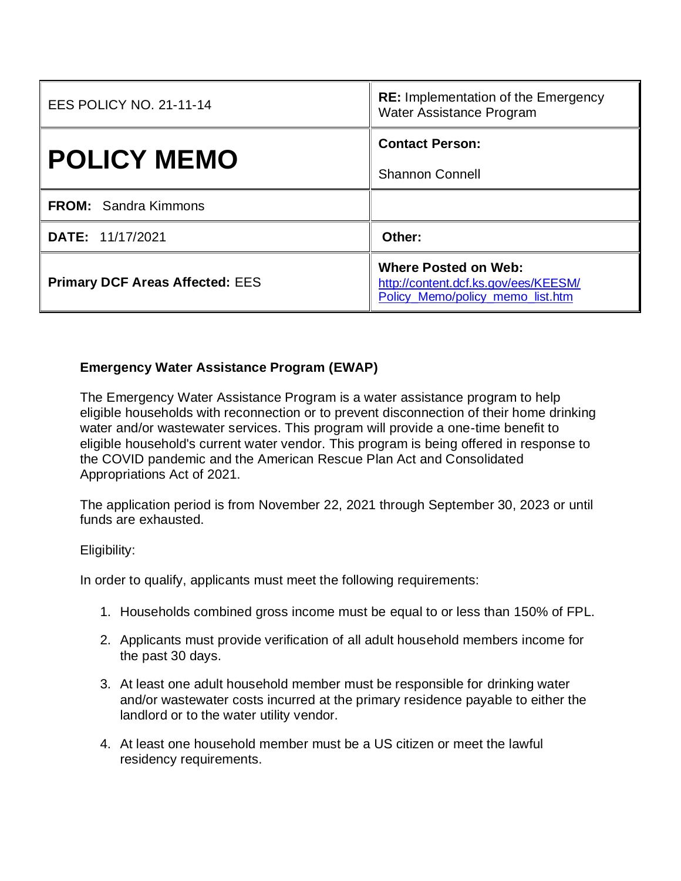| EES POLICY NO. 21-11-14 | **RE:** Implementation of the Emergency Water Assistance Program |
|---|---|
| **POLICY MEMO** | **Contact Person:** Shannon Connell |
| **FROM:** Sandra Kimmons | |
| **DATE:** 11/17/2021 | **Other:** |
| **Primary DCF Areas Affected:** EES | **Where Posted on Web:** http://content.dcf.ks.gov/ees/KEESM/Policy_Memo/policy_memo_list.htm |

**Emergency Water Assistance Program (EWAP)**

The Emergency Water Assistance Program is a water assistance program to help eligible households with reconnection or to prevent disconnection of their home drinking water and/or wastewater services. This program will provide a one-time benefit to eligible household's current water vendor. This program is being offered in response to the COVID pandemic and the American Rescue Plan Act and Consolidated Appropriations Act of 2021.

The application period is from November 22, 2021 through September 30, 2023 or until funds are exhausted.

Eligibility:

In order to qualify, applicants must meet the following requirements:

1. Households combined gross income must be equal to or less than 150% of FPL.
2. Applicants must provide verification of all adult household members income for the past 30 days.
3. At least one adult household member must be responsible for drinking water and/or wastewater costs incurred at the primary residence payable to either the landlord or to the water utility vendor.
4. At least one household member must be a US citizen or meet the lawful residency requirements.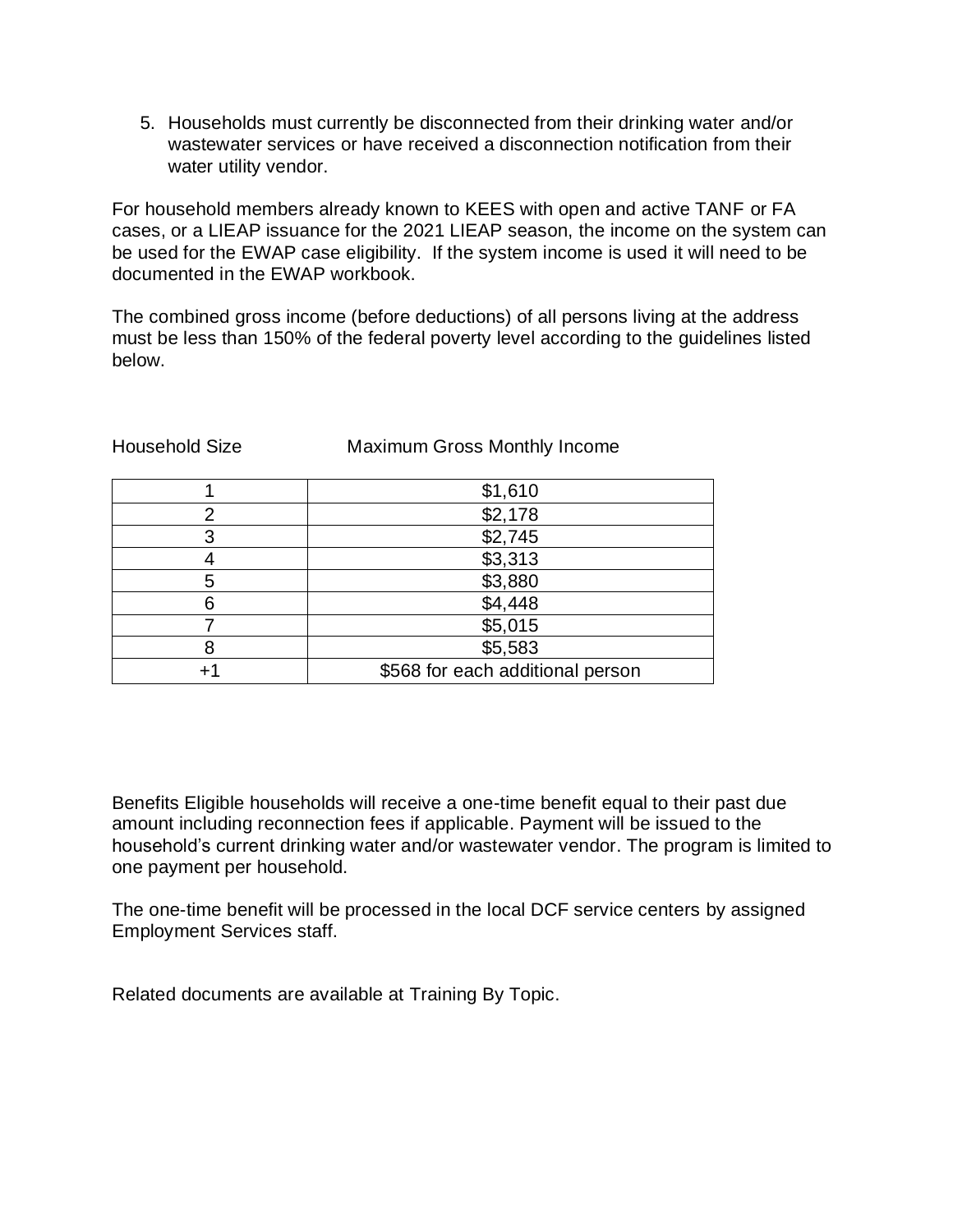5. Households must currently be disconnected from their drinking water and/or wastewater services or have received a disconnection notification from their water utility vendor.

For household members already known to KEES with open and active TANF or FA cases, or a LIEAP issuance for the 2021 LIEAP season, the income on the system can be used for the EWAP case eligibility. If the system income is used it will need to be documented in the EWAP workbook.

The combined gross income (before deductions) of all persons living at the address must be less than 150% of the federal poverty level according to the guidelines listed below.

| Household Size | Maximum Gross Monthly Income |
|---|---|
| 1 | $1,610 |
| 2 | $2,178 |
| 3 | $2,745 |
| 4 | $3,313 |
| 5 | $3,880 |
| 6 | $4,448 |
| 7 | $5,015 |
| 8 | $5,583 |
| +1 | $568 for each additional person |

Benefits Eligible households will receive a one-time benefit equal to their past due amount including reconnection fees if applicable. Payment will be issued to the household's current drinking water and/or wastewater vendor. The program is limited to one payment per household.

The one-time benefit will be processed in the local DCF service centers by assigned Employment Services staff.

Related documents are available at Training By Topic.